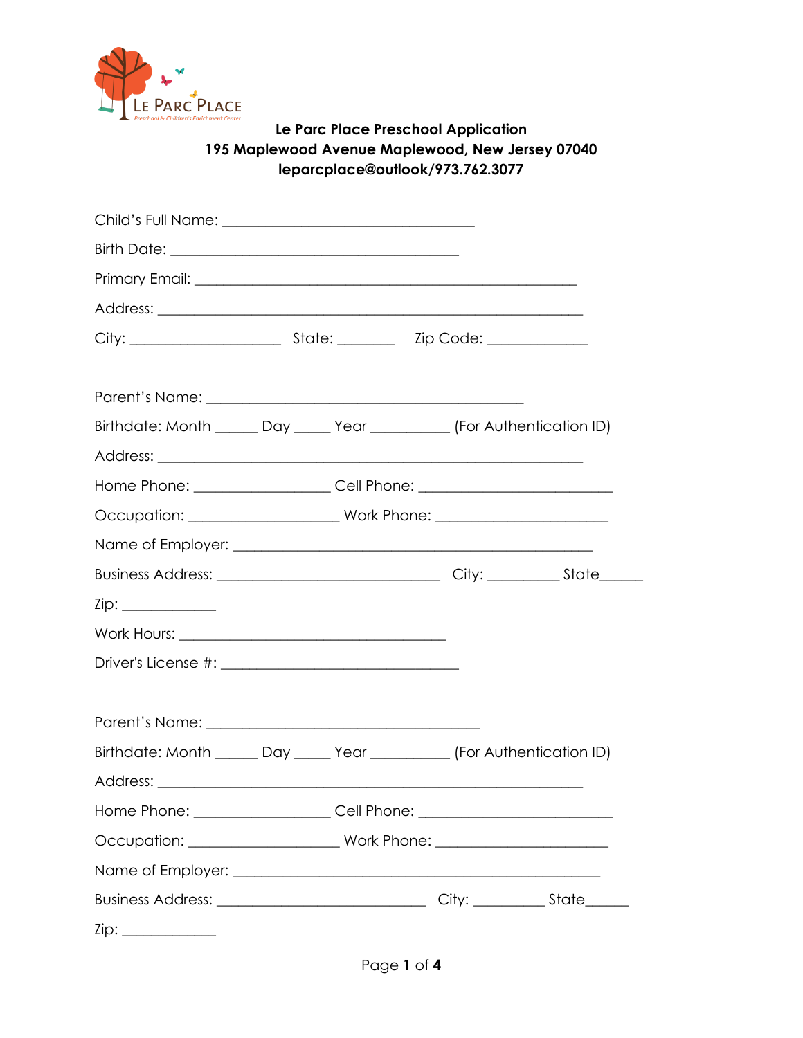LE PARC PLACE
Preschool & Children's Enrichment Center

**Le Parc Place Preschool Application**
**195 Maplewood Avenue Maplewood, New Jersey 07040**
**leparcplace@outlook/973.762.3077**

Child's Full Name: ___________________________________

Birth Date: ________________________________________

Primary Email: _____________________________________________________

Address: ___________________________________________________________

City: _____________________ State: ________ Zip Code: ______________

Parent's Name: _____________________________________________

Birthdate: Month ______ Day _____ Year ___________ (For Authentication ID)

Address: ___________________________________________________________

Home Phone: ___________________ Cell Phone: ___________________________

Occupation: _____________________ Work Phone: ________________________

Name of Employer: __________________________________________________

Business Address: _______________________________ City: __________ State______

Zip: _____________

Work Hours: _____________________________________

Driver's License #: _________________________________

Parent's Name: ______________________________________

Birthdate: Month ______ Day _____ Year ___________ (For Authentication ID)

Address: ___________________________________________________________

Home Phone: ___________________ Cell Phone: ___________________________

Occupation: _____________________ Work Phone: ________________________

Name of Employer: ___________________________________________________

Business Address: _____________________________ City: __________ State______

Zip: _____________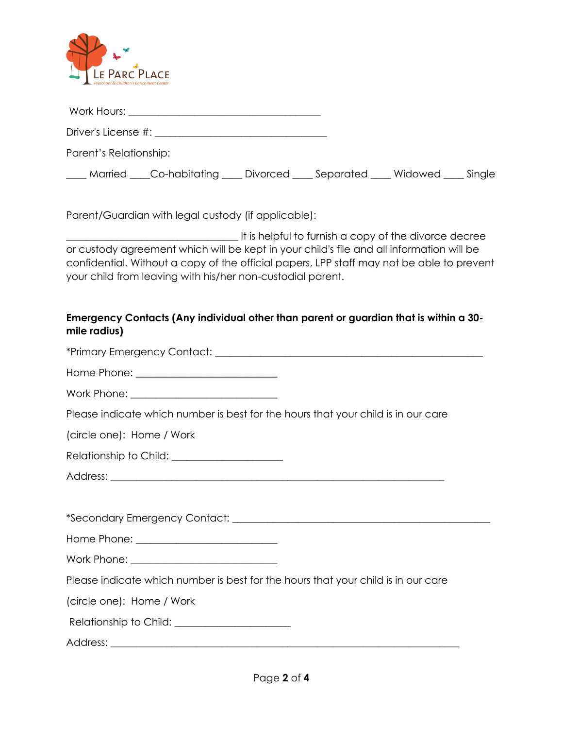Work Hours: ________________________________________

Driver's License #: ___________________________________

Parent's Relationship:

____ Married ____Co-habitating ____ Divorced ____ Separated ____ Widowed ____ Single

Parent/Guardian with legal custody (if applicable):

____________________________________ It is helpful to furnish a copy of the divorce decree or custody agreement which will be kept in your child's file and all information will be confidential. Without a copy of the official papers, LPP staff may not be able to prevent your child from leaving with his/her non-custodial parent.

**Emergency Contacts (Any individual other than parent or guardian that is within a 30-mile radius)**

*Primary Emergency Contact: ________________________________________________________

Home Phone: ______________________________

Work Phone: ______________________________

Please indicate which number is best for the hours that your child is in our care

(circle one): Home / Work

Relationship to Child: _______________________

Address: ______________________________________________________________________

*Secondary Emergency Contact: ______________________________________________________

Home Phone: ______________________________

Work Phone: ______________________________

Please indicate which number is best for the hours that your child is in our care

(circle one): Home / Work

Relationship to Child: ________________________

Address: ________________________________________________________________________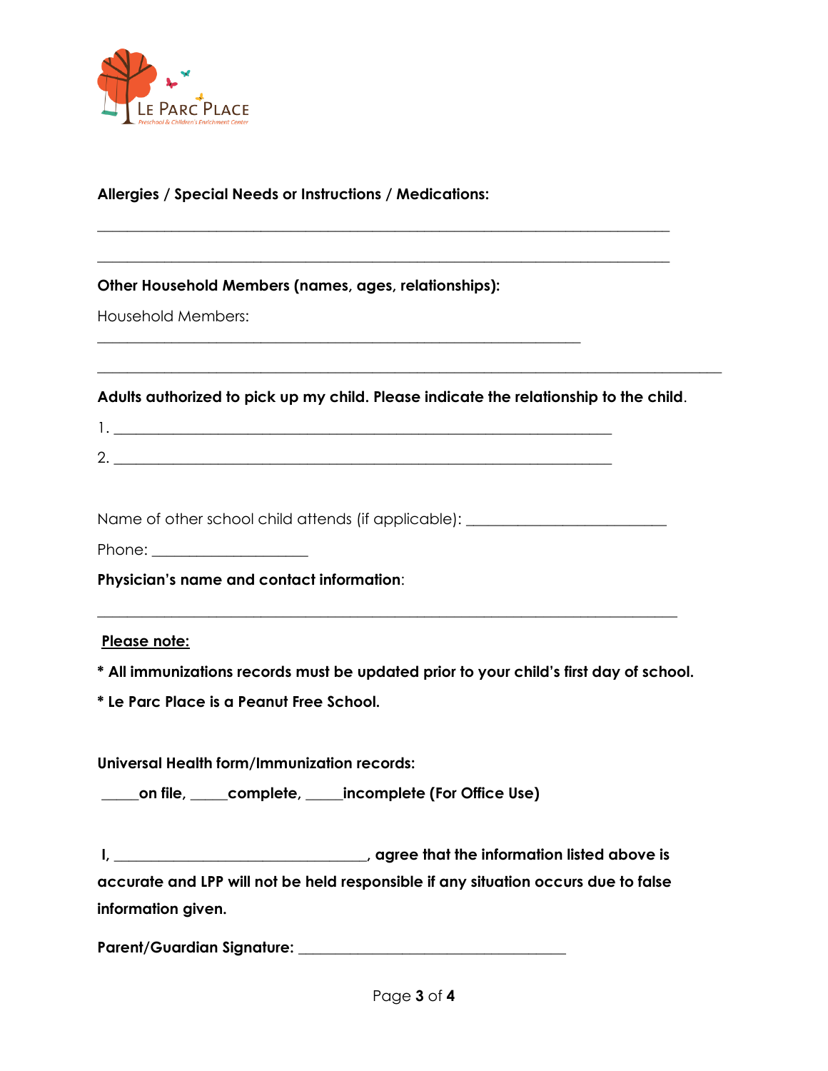**Allergies / Special Needs or Instructions / Medications:**

_______________________________________________________________________________

_______________________________________________________________________________

**Other Household Members (names, ages, relationships):**

Household Members: 
___________________________________________________________________

_______________________________________________________________________________

**Adults authorized to pick up my child. Please indicate the relationship to the child**.

1. _____________________________________________________________________

2. _____________________________________________________________________

Name of other school child attends (if applicable): ___________________________

Phone: _____________________

**Physician's name and contact information**:

_______________________________________________________________________________

**Please note:**

**\* All immunizations records must be updated prior to your child's first day of school.**

**\* Le Parc Place is a Peanut Free School.**

**Universal Health form/Immunization records:**

**_____on file, _____complete, _____incomplete (For Office Use)**

**I, __________________________________, agree that the information listed above is accurate and LPP will not be held responsible if any situation occurs due to false information given.**

**Parent/Guardian Signature: ____________________________________**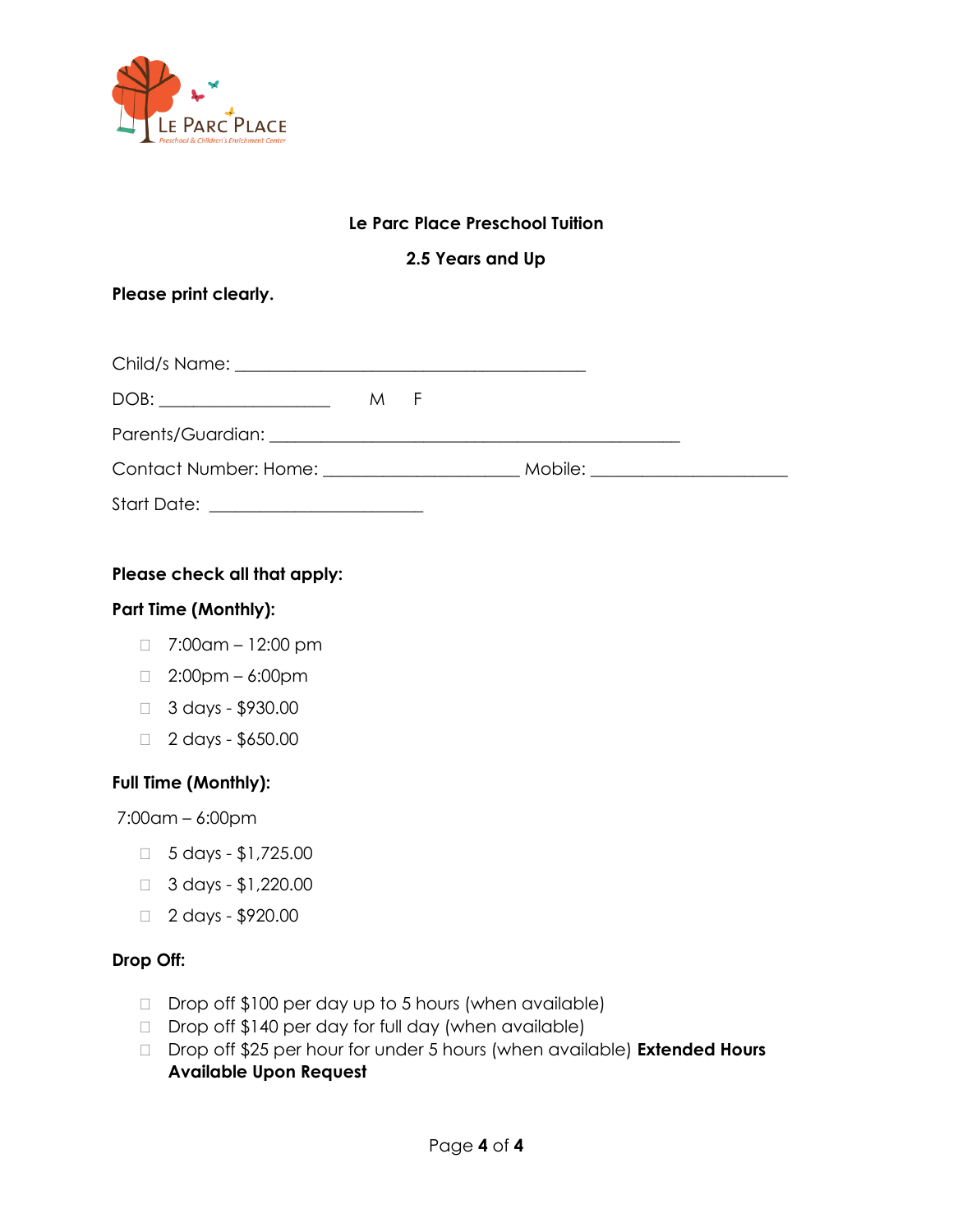Le Parc Place

Preschool & Children's Enrichment Center

**Le Parc Place Preschool Tuition**

**2.5 Years and Up**

**Please print clearly.**

Child/s Name: ________________________________________

DOB: ____________________ M F

Parents/Guardian: ______________________________________________

Contact Number: Home: ______________________ Mobile: ______________________

Start Date: ________________________

**Please check all that apply:**

**Part Time (Monthly):**

- ☐ 7:00am – 12:00 pm
- ☐ 2:00pm – 6:00pm
- ☐ 3 days - $930.00
- ☐ 2 days - $650.00

**Full Time (Monthly):**

7:00am – 6:00pm

- ☐ 5 days - $1,725.00
- ☐ 3 days - $1,220.00
- ☐ 2 days - $920.00

**Drop Off:**

- ☐ Drop off $100 per day up to 5 hours (when available)
- ☐ Drop off $140 per day for full day (when available)
- ☐ Drop off $25 per hour for under 5 hours (when available) **Extended Hours Available Upon Request**